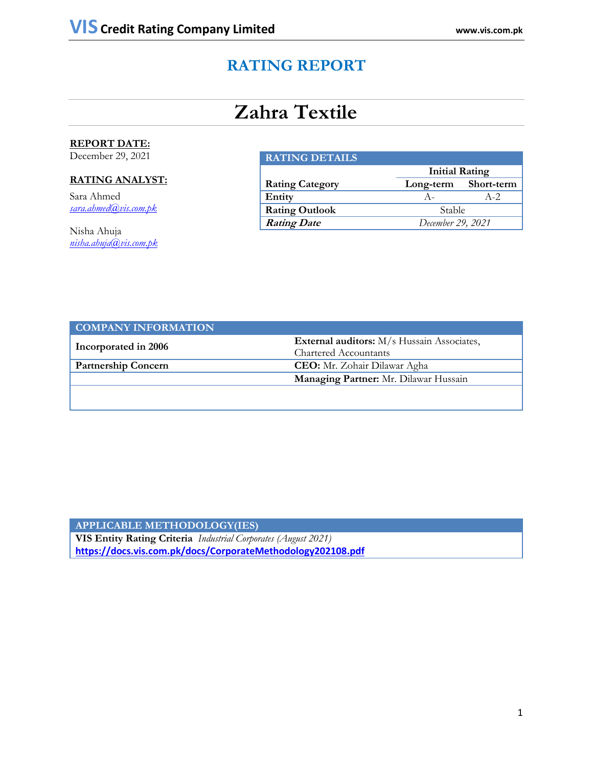# RATING REPORT

# Zahra Textile

**REPORT DATE:**
December 29, 2021

**RATING ANALYST:**

Sara Ahmed
*sara.ahmed@vis.com.pk*

Nisha Ahuja
*nisha.ahuja@vis.com.pk*

| RATING DETAILS | | |
|---|---|---|
| | Initial Rating | |
| **Rating Category** | **Long-term** | **Short-term** |
| **Entity** | A- | A-2 |
| **Rating Outlook** | Stable | |
| ***Rating Date*** | *December 29, 2021* | |

| COMPANY INFORMATION | |
|---|---|
| **Incorporated in 2006** | **External auditors:** M/s Hussain Associates, Chartered Accountants |
| **Partnership Concern** | **CEO:** Mr. Zohair Dilawar Agha |
| | **Managing Partner:** Mr. Dilawar Hussain |

| APPLICABLE METHODOLOGY(IES) |
|---|
| **VIS Entity Rating Criteria** *Industrial Corporates (August 2021)* |
| **https://docs.vis.com.pk/docs/CorporateMethodology202108.pdf** |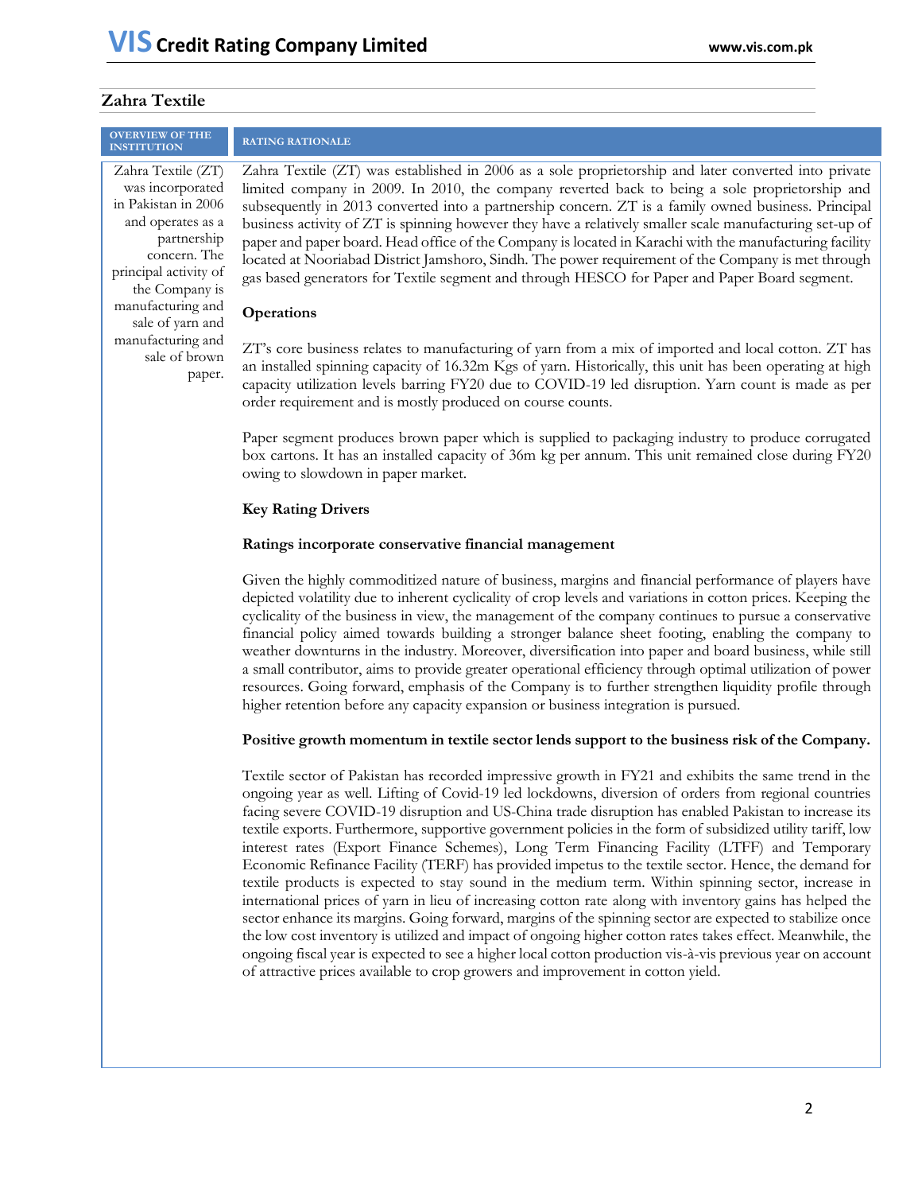## Zahra Textile

| OVERVIEW OF THE INSTITUTION | RATING RATIONALE |
|---|---|
| Zahra Textile (ZT) was incorporated in Pakistan in 2006 and operates as a partnership concern. The principal activity of the Company is manufacturing and sale of yarn and manufacturing and sale of brown paper. | |

Zahra Textile (ZT) was established in 2006 as a sole proprietorship and later converted into private limited company in 2009. In 2010, the company reverted back to being a sole proprietorship and subsequently in 2013 converted into a partnership concern. ZT is a family owned business. Principal business activity of ZT is spinning however they have a relatively smaller scale manufacturing set-up of paper and paper board. Head office of the Company is located in Karachi with the manufacturing facility located at Nooriabad District Jamshoro, Sindh. The power requirement of the Company is met through gas based generators for Textile segment and through HESCO for Paper and Paper Board segment.

**Operations**

ZT's core business relates to manufacturing of yarn from a mix of imported and local cotton. ZT has an installed spinning capacity of 16.32m Kgs of yarn. Historically, this unit has been operating at high capacity utilization levels barring FY20 due to COVID-19 led disruption. Yarn count is made as per order requirement and is mostly produced on course counts.

Paper segment produces brown paper which is supplied to packaging industry to produce corrugated box cartons. It has an installed capacity of 36m kg per annum. This unit remained close during FY20 owing to slowdown in paper market.

**Key Rating Drivers**

**Ratings incorporate conservative financial management**

Given the highly commoditized nature of business, margins and financial performance of players have depicted volatility due to inherent cyclicality of crop levels and variations in cotton prices. Keeping the cyclicality of the business in view, the management of the company continues to pursue a conservative financial policy aimed towards building a stronger balance sheet footing, enabling the company to weather downturns in the industry. Moreover, diversification into paper and board business, while still a small contributor, aims to provide greater operational efficiency through optimal utilization of power resources. Going forward, emphasis of the Company is to further strengthen liquidity profile through higher retention before any capacity expansion or business integration is pursued.

**Positive growth momentum in textile sector lends support to the business risk of the Company.**

Textile sector of Pakistan has recorded impressive growth in FY21 and exhibits the same trend in the ongoing year as well. Lifting of Covid-19 led lockdowns, diversion of orders from regional countries facing severe COVID-19 disruption and US-China trade disruption has enabled Pakistan to increase its textile exports. Furthermore, supportive government policies in the form of subsidized utility tariff, low interest rates (Export Finance Schemes), Long Term Financing Facility (LTFF) and Temporary Economic Refinance Facility (TERF) has provided impetus to the textile sector. Hence, the demand for textile products is expected to stay sound in the medium term. Within spinning sector, increase in international prices of yarn in lieu of increasing cotton rate along with inventory gains has helped the sector enhance its margins. Going forward, margins of the spinning sector are expected to stabilize once the low cost inventory is utilized and impact of ongoing higher cotton rates takes effect. Meanwhile, the ongoing fiscal year is expected to see a higher local cotton production vis-à-vis previous year on account of attractive prices available to crop growers and improvement in cotton yield.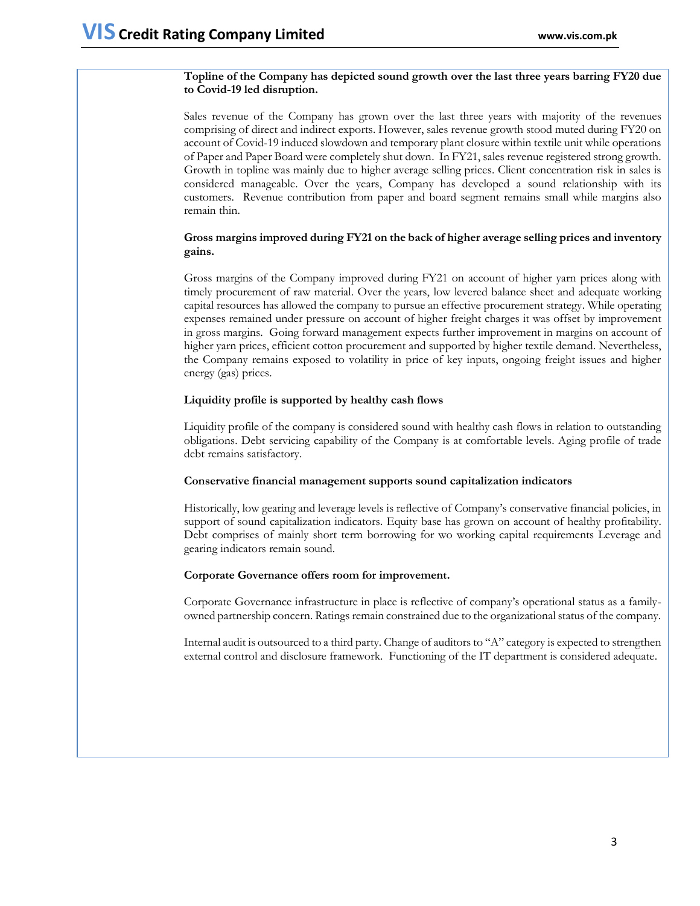**Topline of the Company has depicted sound growth over the last three years barring FY20 due to Covid-19 led disruption.**

Sales revenue of the Company has grown over the last three years with majority of the revenues comprising of direct and indirect exports. However, sales revenue growth stood muted during FY20 on account of Covid-19 induced slowdown and temporary plant closure within textile unit while operations of Paper and Paper Board were completely shut down. In FY21, sales revenue registered strong growth. Growth in topline was mainly due to higher average selling prices. Client concentration risk in sales is considered manageable. Over the years, Company has developed a sound relationship with its customers. Revenue contribution from paper and board segment remains small while margins also remain thin.

**Gross margins improved during FY21 on the back of higher average selling prices and inventory gains.**

Gross margins of the Company improved during FY21 on account of higher yarn prices along with timely procurement of raw material. Over the years, low levered balance sheet and adequate working capital resources has allowed the company to pursue an effective procurement strategy. While operating expenses remained under pressure on account of higher freight charges it was offset by improvement in gross margins. Going forward management expects further improvement in margins on account of higher yarn prices, efficient cotton procurement and supported by higher textile demand. Nevertheless, the Company remains exposed to volatility in price of key inputs, ongoing freight issues and higher energy (gas) prices.

**Liquidity profile is supported by healthy cash flows**

Liquidity profile of the company is considered sound with healthy cash flows in relation to outstanding obligations. Debt servicing capability of the Company is at comfortable levels. Aging profile of trade debt remains satisfactory.

**Conservative financial management supports sound capitalization indicators**

Historically, low gearing and leverage levels is reflective of Company's conservative financial policies, in support of sound capitalization indicators. Equity base has grown on account of healthy profitability. Debt comprises of mainly short term borrowing for wo working capital requirements Leverage and gearing indicators remain sound.

**Corporate Governance offers room for improvement.**

Corporate Governance infrastructure in place is reflective of company's operational status as a family-owned partnership concern. Ratings remain constrained due to the organizational status of the company.

Internal audit is outsourced to a third party. Change of auditors to "A" category is expected to strengthen external control and disclosure framework. Functioning of the IT department is considered adequate.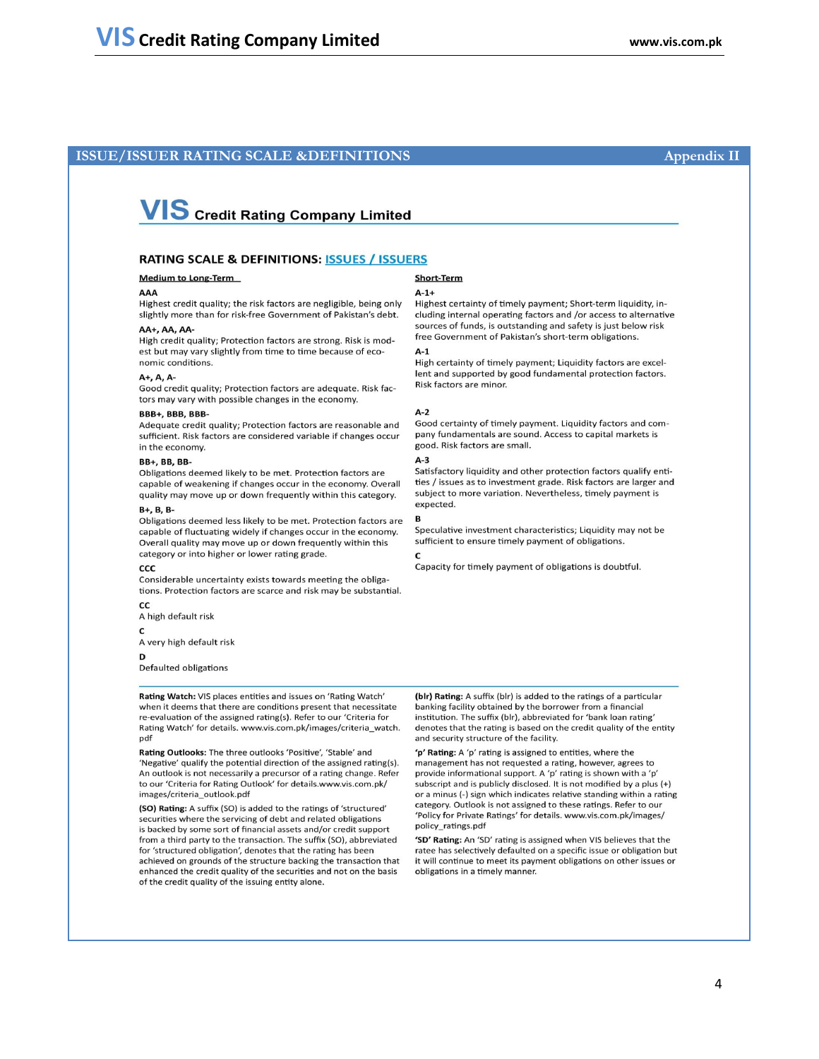## ISSUE/ISSUER RATING SCALE &DEFINITIONS — Appendix II

**VIS Credit Rating Company Limited**

### RATING SCALE & DEFINITIONS: ISSUES / ISSUERS

#### Medium to Long-Term

**AAA**
Highest credit quality; the risk factors are negligible, being only slightly more than for risk-free Government of Pakistan's debt.

**AA+, AA, AA-**
High credit quality; Protection factors are strong. Risk is modest but may vary slightly from time to time because of economic conditions.

**A+, A, A-**
Good credit quality; Protection factors are adequate. Risk factors may vary with possible changes in the economy.

**BBB+, BBB, BBB-**
Adequate credit quality; Protection factors are reasonable and sufficient. Risk factors are considered variable if changes occur in the economy.

**BB+, BB, BB-**
Obligations deemed likely to be met. Protection factors are capable of weakening if changes occur in the economy. Overall quality may move up or down frequently within this category.

**B+, B, B-**
Obligations deemed less likely to be met. Protection factors are capable of fluctuating widely if changes occur in the economy. Overall quality may move up or down frequently within this category or into higher or lower rating grade.

**CCC**
Considerable uncertainty exists towards meeting the obligations. Protection factors are scarce and risk may be substantial.

**CC**
A high default risk

**C**
A very high default risk

**D**
Defaulted obligations

#### Short-Term

**A-1+**
Highest certainty of timely payment; Short-term liquidity, including internal operating factors and /or access to alternative sources of funds, is outstanding and safety is just below risk free Government of Pakistan's short-term obligations.

**A-1**
High certainty of timely payment; Liquidity factors are excellent and supported by good fundamental protection factors. Risk factors are minor.

**A-2**
Good certainty of timely payment. Liquidity factors and company fundamentals are sound. Access to capital markets is good. Risk factors are small.

**A-3**
Satisfactory liquidity and other protection factors qualify entities / issues as to investment grade. Risk factors are larger and subject to more variation. Nevertheless, timely payment is expected.

**B**
Speculative investment characteristics; Liquidity may not be sufficient to ensure timely payment of obligations.

**C**
Capacity for timely payment of obligations is doubtful.

---

**Rating Watch:** VIS places entities and issues on 'Rating Watch' when it deems that there are conditions present that necessitate re-evaluation of the assigned rating(s). Refer to our 'Criteria for Rating Watch' for details. www.vis.com.pk/images/criteria_watch.pdf

**Rating Outlooks:** The three outlooks 'Positive', 'Stable' and 'Negative' qualify the potential direction of the assigned rating(s). An outlook is not necessarily a precursor of a rating change. Refer to our 'Criteria for Rating Outlook' for details.www.vis.com.pk/images/criteria_outlook.pdf

**(SO) Rating:** A suffix (SO) is added to the ratings of 'structured' securities where the servicing of debt and related obligations is backed by some sort of financial assets and/or credit support from a third party to the transaction. The suffix (SO), abbreviated for 'structured obligation', denotes that the rating has been achieved on grounds of the structure backing the transaction that enhanced the credit quality of the securities and not on the basis of the credit quality of the issuing entity alone.

**(blr) Rating:** A suffix (blr) is added to the ratings of a particular banking facility obtained by the borrower from a financial institution. The suffix (blr), abbreviated for 'bank loan rating' denotes that the rating is based on the credit quality of the entity and security structure of the facility.

**'p' Rating:** A 'p' rating is assigned to entities, where the management has not requested a rating, however, agrees to provide informational support. A 'p' rating is shown with a 'p' subscript and is publicly disclosed. It is not modified by a plus (+) or a minus (-) sign which indicates relative standing within a rating category. Outlook is not assigned to these ratings. Refer to our 'Policy for Private Ratings' for details. www.vis.com.pk/images/policy_ratings.pdf

**'SD' Rating:** An 'SD' rating is assigned when VIS believes that the ratee has selectively defaulted on a specific issue or obligation but it will continue to meet its payment obligations on other issues or obligations in a timely manner.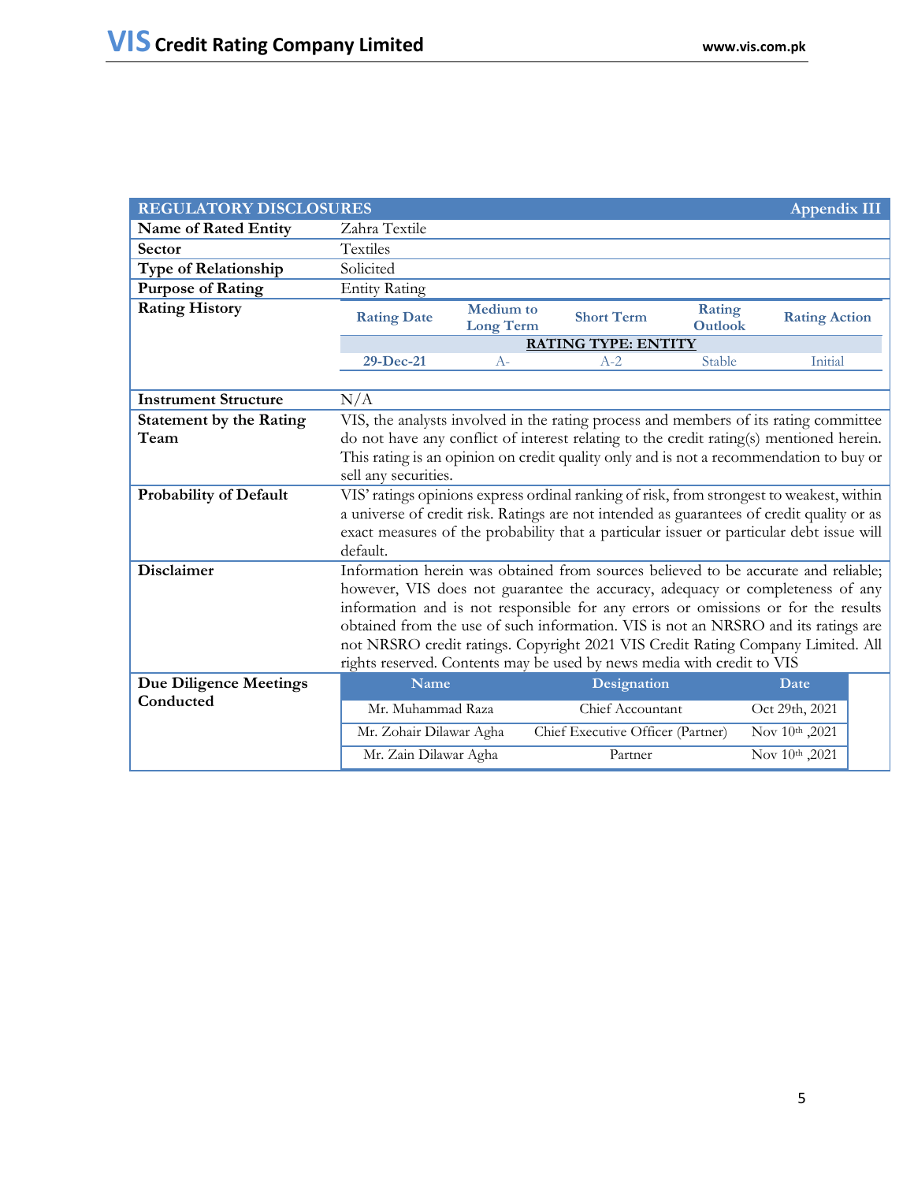| REGULATORY DISCLOSURES | | | | | | Appendix III |
|---|---|---|---|---|---|---|
| **Name of Rated Entity** | Zahra Textile | | | | | |
| **Sector** | Textiles | | | | | |
| **Type of Relationship** | Solicited | | | | | |
| **Purpose of Rating** | Entity Rating | | | | | |
| **Rating History** | **Rating Date** | **Medium to Long Term** | **Short Term** | **Rating Outlook** | **Rating Action** | |
| | **RATING TYPE: ENTITY** | | | | | |
| | **29-Dec-21** | A- | A-2 | Stable | Initial | |
| **Instrument Structure** | N/A | | | | | |
| **Statement by the Rating Team** | VIS, the analysts involved in the rating process and members of its rating committee do not have any conflict of interest relating to the credit rating(s) mentioned herein. This rating is an opinion on credit quality only and is not a recommendation to buy or sell any securities. | | | | | |
| **Probability of Default** | VIS' ratings opinions express ordinal ranking of risk, from strongest to weakest, within a universe of credit risk. Ratings are not intended as guarantees of credit quality or as exact measures of the probability that a particular issuer or particular debt issue will default. | | | | | |
| **Disclaimer** | Information herein was obtained from sources believed to be accurate and reliable; however, VIS does not guarantee the accuracy, adequacy or completeness of any information and is not responsible for any errors or omissions or for the results obtained from the use of such information. VIS is not an NRSRO and its ratings are not NRSRO credit ratings. Copyright 2021 VIS Credit Rating Company Limited. All rights reserved. Contents may be used by news media with credit to VIS | | | | | |
| **Due Diligence Meetings Conducted** | **Name** | **Designation** | **Date** | | | |
| | Mr. Muhammad Raza | Chief Accountant | Oct 29th, 2021 | | | |
| | Mr. Zohair Dilawar Agha | Chief Executive Officer (Partner) | Nov 10th ,2021 | | | |
| | Mr. Zain Dilawar Agha | Partner | Nov 10th ,2021 | | | |